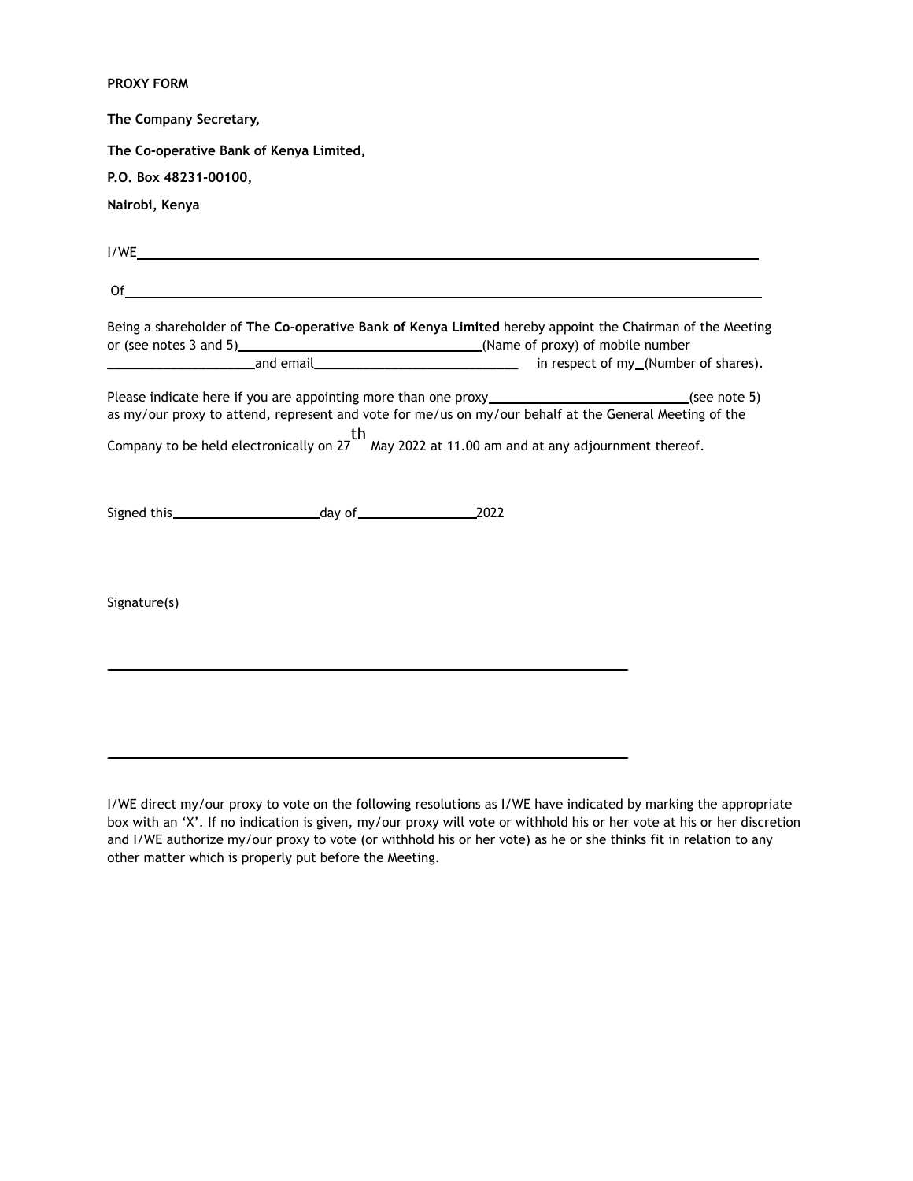**PROXY FORM**

**The Company Secretary,**

**The Co-operative Bank of Kenya Limited,**

**P.O. Box 48231-00100,**

**Nairobi, Kenya**

I/WE\_\_\_\_\_\_\_\_\_\_\_\_\_\_\_\_\_\_\_\_\_\_\_\_\_\_\_\_\_\_\_\_\_\_\_\_\_\_\_\_\_\_\_\_\_\_\_\_\_\_\_\_\_\_\_\_\_\_\_\_\_\_\_\_\_\_\_\_\_\_\_\_

Of\_\_\_\_\_\_\_\_\_\_\_\_\_\_\_\_\_\_\_\_\_\_\_\_\_\_\_\_\_\_\_\_\_\_\_\_\_\_\_\_\_\_\_\_\_\_\_\_\_\_\_\_\_\_\_\_\_\_\_\_\_\_\_\_\_\_\_\_\_\_\_\_\_\_

Being a shareholder of **The Co-operative Bank of Kenya Limited** hereby appoint the Chairman of the Meeting or (see notes 3 and 5)\_\_\_\_\_\_\_\_\_\_\_\_\_\_\_\_\_\_\_\_\_\_\_\_\_\_\_\_\_\_\_\_(Name of proxy) of mobile number \_\_\_\_\_\_\_\_\_\_\_\_\_\_\_\_\_\_\_\_\_\_and email\_\_\_\_\_\_\_\_\_\_\_\_\_\_\_\_\_\_\_\_\_\_\_\_\_\_\_\_\_\_ in respect of my\_(Number of shares).

Please indicate here if you are appointing more than one proxy\_\_\_\_\_\_\_\_\_\_\_\_\_\_\_\_\_\_\_\_\_\_\_\_\_\_\_\_(see note 5) as my/our proxy to attend, represent and vote for me/us on my/our behalf at the General Meeting of the Company to be held electronically on 27th May 2022 at 11.00 am and at any adjournment thereof.

Signed this\_\_\_\_\_\_\_\_\_\_\_\_\_\_\_\_\_\_\_\_\_day of\_\_\_\_\_\_\_\_\_\_\_\_\_\_\_\_\_2022

Signature(s)

\_\_\_\_\_\_\_\_\_\_\_\_\_\_\_\_\_\_\_\_\_\_\_\_\_\_\_\_\_\_\_\_\_\_\_\_\_\_\_\_\_\_\_\_\_\_\_\_\_\_\_\_\_\_\_\_\_\_\_\_\_\_\_\_\_\_\_\_

\_\_\_\_\_\_\_\_\_\_\_\_\_\_\_\_\_\_\_\_\_\_\_\_\_\_\_\_\_\_\_\_\_\_\_\_\_\_\_\_\_\_\_\_\_\_\_\_\_\_\_\_\_\_\_\_\_\_\_\_\_\_\_\_\_\_\_\_

I/WE direct my/our proxy to vote on the following resolutions as I/WE have indicated by marking the appropriate box with an 'X'. If no indication is given, my/our proxy will vote or withhold his or her vote at his or her discretion and I/WE authorize my/our proxy to vote (or withhold his or her vote) as he or she thinks fit in relation to any other matter which is properly put before the Meeting.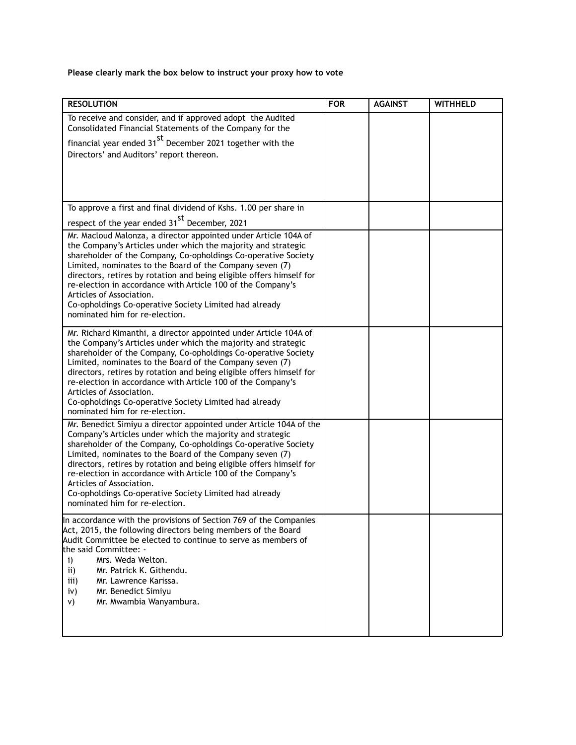**Please clearly mark the box below to instruct your proxy how to vote**

| RESOLUTION | FOR | AGAINST | WITHHELD |
|---|---|---|---|
| To receive and consider, and if approved adopt the Audited Consolidated Financial Statements of the Company for the financial year ended 31st December 2021 together with the Directors' and Auditors' report thereon. | | | |
| To approve a first and final dividend of Kshs. 1.00 per share in respect of the year ended 31st December, 2021 | | | |
| Mr. Macloud Malonza, a director appointed under Article 104A of the Company's Articles under which the majority and strategic shareholder of the Company, Co-opholdings Co-operative Society Limited, nominates to the Board of the Company seven (7) directors, retires by rotation and being eligible offers himself for re-election in accordance with Article 100 of the Company's Articles of Association. Co-opholdings Co-operative Society Limited had already nominated him for re-election. | | | |
| Mr. Richard Kimanthi, a director appointed under Article 104A of the Company's Articles under which the majority and strategic shareholder of the Company, Co-opholdings Co-operative Society Limited, nominates to the Board of the Company seven (7) directors, retires by rotation and being eligible offers himself for re-election in accordance with Article 100 of the Company's Articles of Association. Co-opholdings Co-operative Society Limited had already nominated him for re-election. | | | |
| Mr. Benedict Simiyu a director appointed under Article 104A of the Company's Articles under which the majority and strategic shareholder of the Company, Co-opholdings Co-operative Society Limited, nominates to the Board of the Company seven (7) directors, retires by rotation and being eligible offers himself for re-election in accordance with Article 100 of the Company's Articles of Association. Co-opholdings Co-operative Society Limited had already nominated him for re-election. | | | |
| In accordance with the provisions of Section 769 of the Companies Act, 2015, the following directors being members of the Board Audit Committee be elected to continue to serve as members of the said Committee: - i) Mrs. Weda Welton. ii) Mr. Patrick K. Githendu. iii) Mr. Lawrence Karissa. iv) Mr. Benedict Simiyu v) Mr. Mwambia Wanyambura. | | | |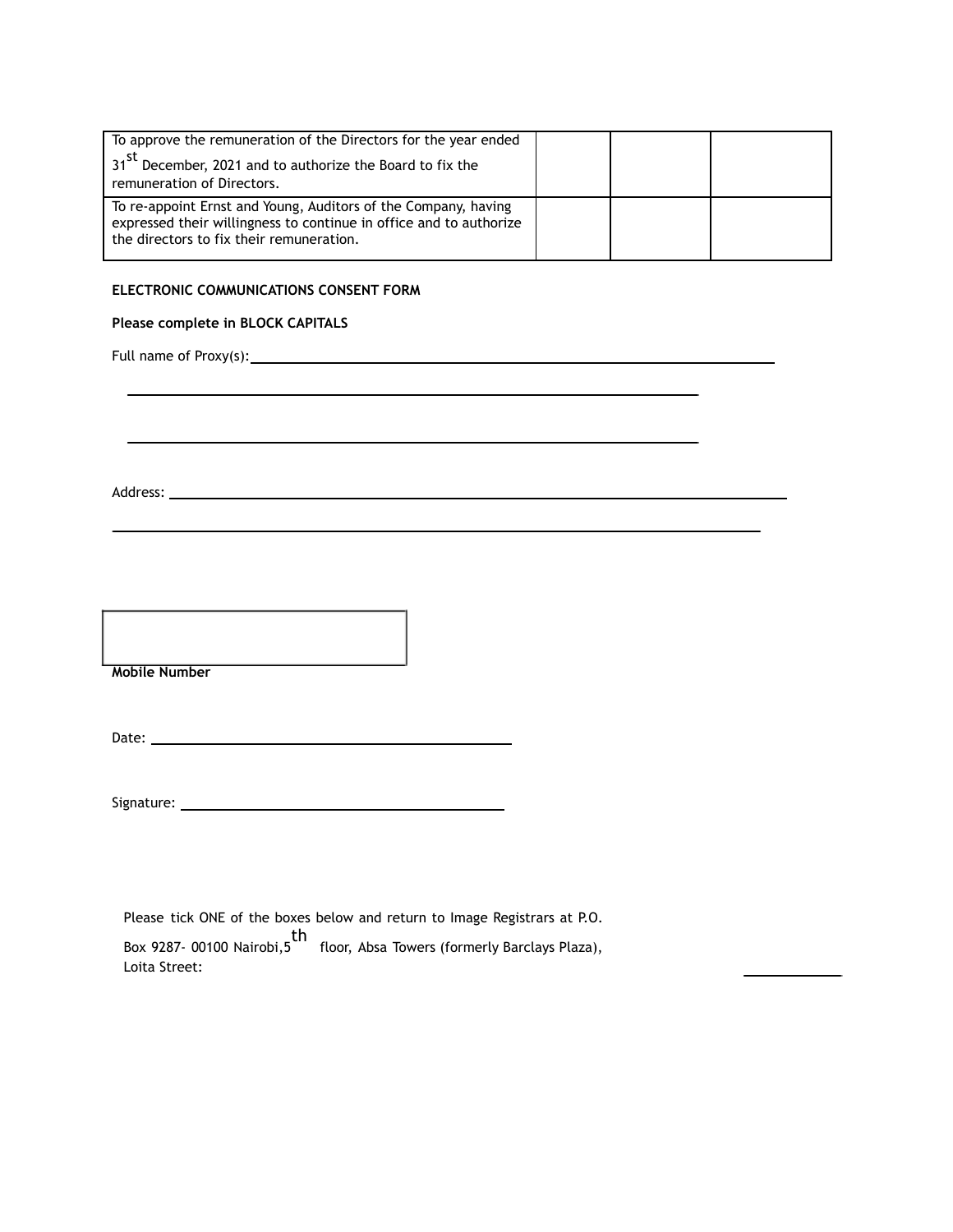| | | | |
|---|---|---|---|
| To approve the remuneration of the Directors for the year ended 31st December, 2021 and to authorize the Board to fix the remuneration of Directors. | | | |
| To re-appoint Ernst and Young, Auditors of the Company, having expressed their willingness to continue in office and to authorize the directors to fix their remuneration. | | | |

**ELECTRONIC COMMUNICATIONS CONSENT FORM**

**Please complete in BLOCK CAPITALS**

Full name of Proxy(s): ______________________________

______________________________

______________________________

Address: ______________________________

______________________________

**Mobile Number**

Date: ______________________________

Signature: ______________________________

Please tick ONE of the boxes below and return to Image Registrars at P.O. Box 9287- 00100 Nairobi, 5th floor, Absa Towers (formerly Barclays Plaza), Loita Street: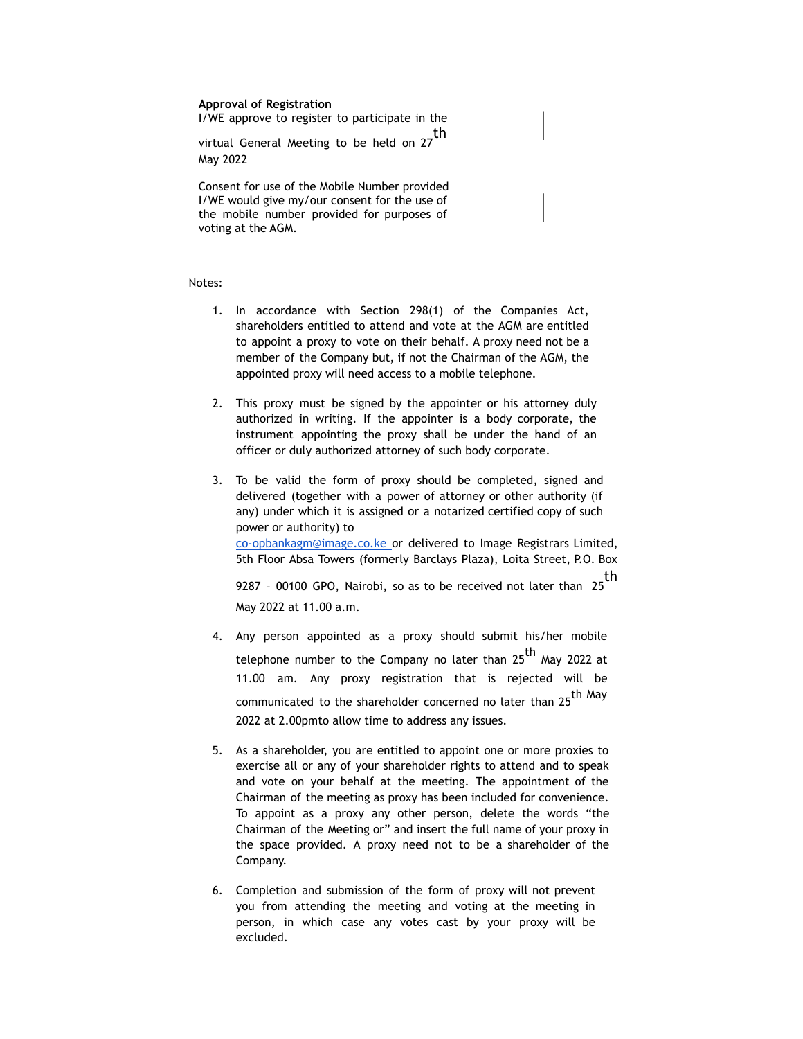**Approval of Registration**

I/WE approve to register to participate in the virtual General Meeting to be held on 27th May 2022

Consent for use of the Mobile Number provided

I/WE would give my/our consent for the use of the mobile number provided for purposes of voting at the AGM.

Notes:

1. In accordance with Section 298(1) of the Companies Act, shareholders entitled to attend and vote at the AGM are entitled to appoint a proxy to vote on their behalf. A proxy need not be a member of the Company but, if not the Chairman of the AGM, the appointed proxy will need access to a mobile telephone.

2. This proxy must be signed by the appointer or his attorney duly authorized in writing. If the appointer is a body corporate, the instrument appointing the proxy shall be under the hand of an officer or duly authorized attorney of such body corporate.

3. To be valid the form of proxy should be completed, signed and delivered (together with a power of attorney or other authority (if any) under which it is assigned or a notarized certified copy of such power or authority) to co-opbankagm@image.co.ke or delivered to Image Registrars Limited, 5th Floor Absa Towers (formerly Barclays Plaza), Loita Street, P.O. Box 9287 – 00100 GPO, Nairobi, so as to be received not later than 25th May 2022 at 11.00 a.m.

4. Any person appointed as a proxy should submit his/her mobile telephone number to the Company no later than 25th May 2022 at 11.00 am. Any proxy registration that is rejected will be communicated to the shareholder concerned no later than 25th May 2022 at 2.00pmto allow time to address any issues.

5. As a shareholder, you are entitled to appoint one or more proxies to exercise all or any of your shareholder rights to attend and to speak and vote on your behalf at the meeting. The appointment of the Chairman of the meeting as proxy has been included for convenience. To appoint as a proxy any other person, delete the words "the Chairman of the Meeting or" and insert the full name of your proxy in the space provided. A proxy need not to be a shareholder of the Company.

6. Completion and submission of the form of proxy will not prevent you from attending the meeting and voting at the meeting in person, in which case any votes cast by your proxy will be excluded.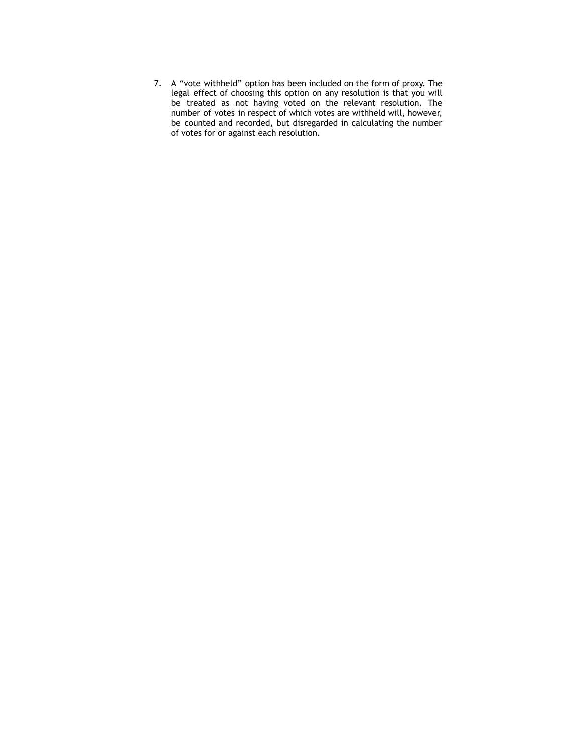7. A “vote withheld” option has been included on the form of proxy. The legal effect of choosing this option on any resolution is that you will be treated as not having voted on the relevant resolution. The number of votes in respect of which votes are withheld will, however, be counted and recorded, but disregarded in calculating the number of votes for or against each resolution.